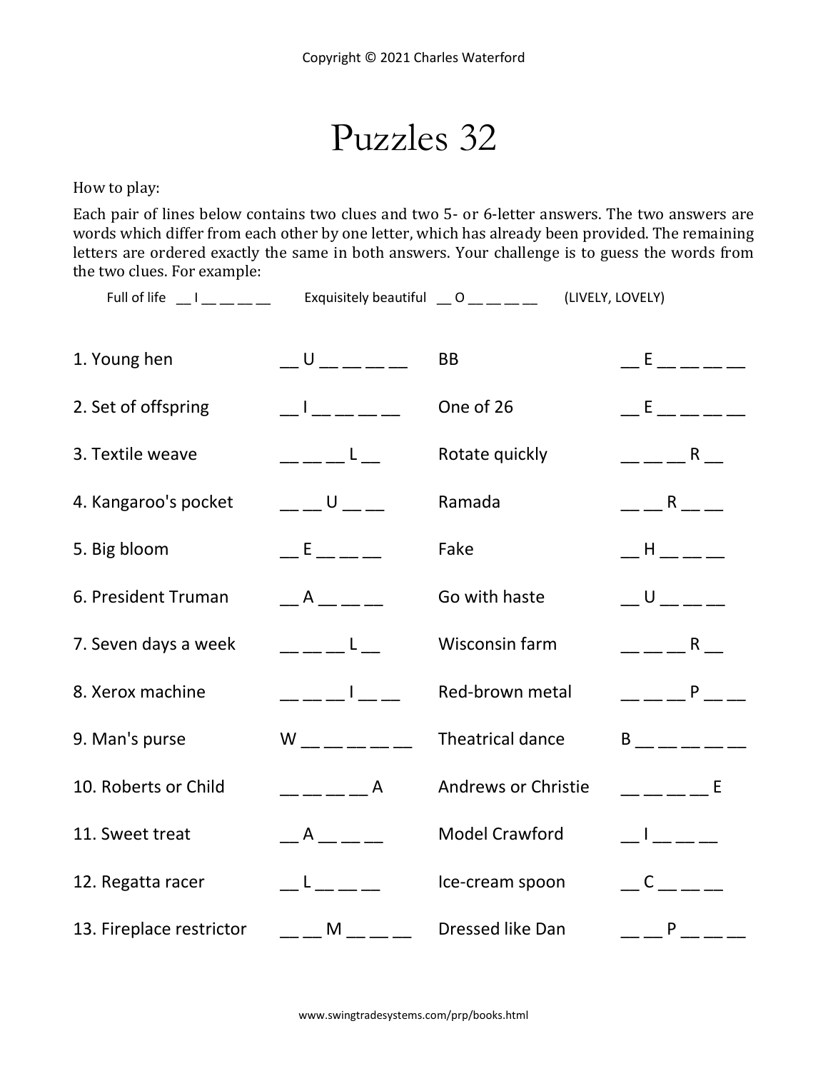# Puzzles 32

How to play:

Each pair of lines below contains two clues and two 5- or 6-letter answers. The two answers are words which differ from each other by one letter, which has already been provided. The remaining letters are ordered exactly the same in both answers. Your challenge is to guess the words from the two clues. For example:

Full of life __ I __ __ __ __ Exquisitely beautiful __ O __ __ __ __ (LIVELY, LOVELY)

| Clue | Answer | Clue | Answer |
|---|---|---|---|
| 1. Young hen | __ U __ __ __ __ | BB | __ E __ __ __ __ |
| 2. Set of offspring | __ I __ __ __ __ | One of 26 | __ E __ __ __ __ |
| 3. Textile weave | __ __ __ L __ | Rotate quickly | __ __ __ R __ |
| 4. Kangaroo's pocket | __ __ U __ __ | Ramada | __ __ R __ __ |
| 5. Big bloom | __ E __ __ __ | Fake | __ H __ __ __ |
| 6. President Truman | __ A __ __ __ | Go with haste | __ U __ __ __ |
| 7. Seven days a week | __ __ __ L __ | Wisconsin farm | __ __ __ R __ |
| 8. Xerox machine | __ __ __ I __ __ | Red-brown metal | __ __ __ P __ __ |
| 9. Man's purse | W __ __ __ __ __ | Theatrical dance | B __ __ __ __ __ |
| 10. Roberts or Child | __ __ __ __ A | Andrews or Christie | __ __ __ __ E |
| 11. Sweet treat | __ A __ __ __ | Model Crawford | __ I __ __ __ |
| 12. Regatta racer | __ L __ __ __ | Ice-cream spoon | __ C __ __ __ |
| 13. Fireplace restrictor | __ __ M __ __ __ | Dressed like Dan | __ __ P __ __ __ |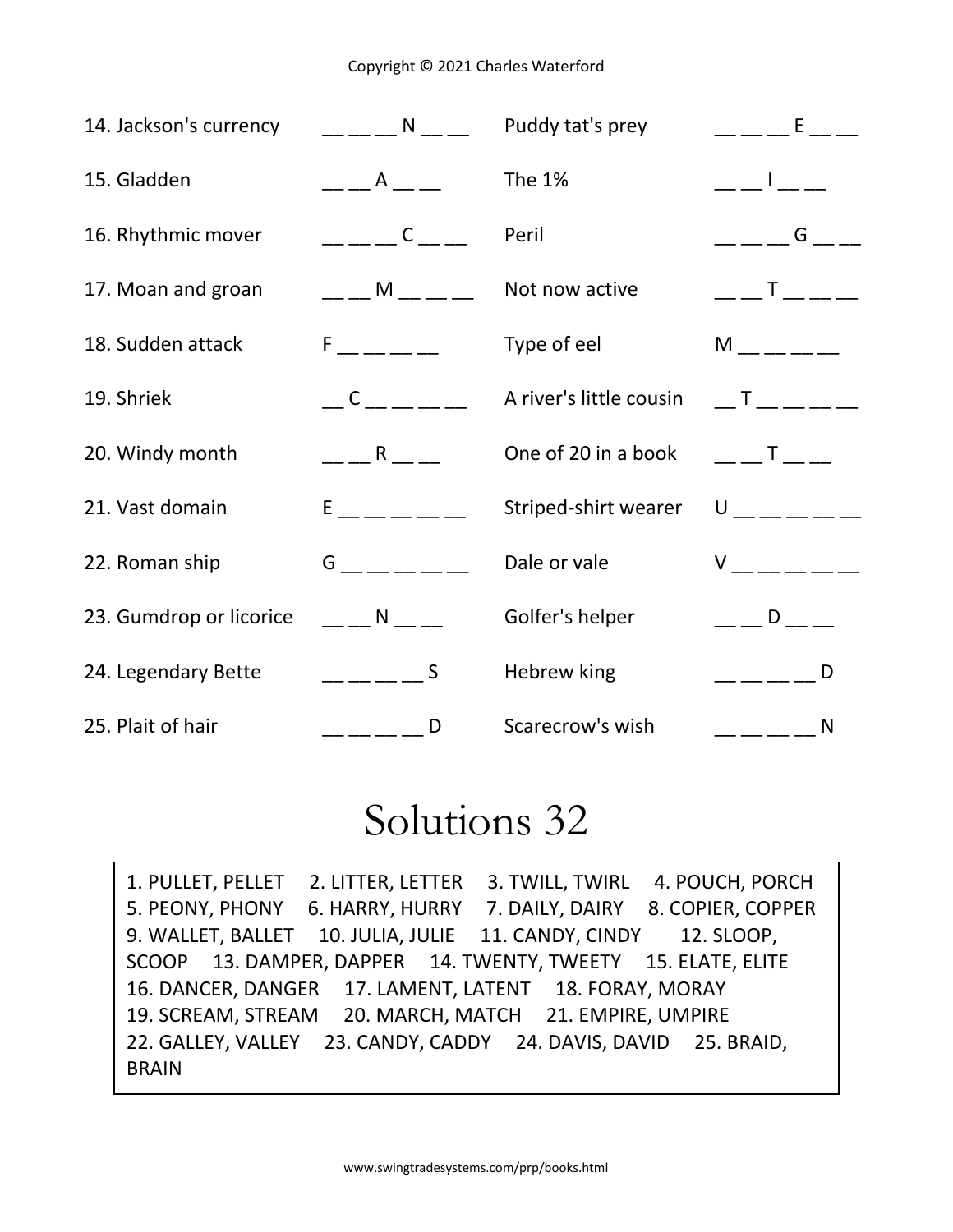| | | | |
|---|---|---|---|
| 14. Jackson's currency | __ __ __ N __ __ | Puddy tat's prey | __ __ __ E __ __ |
| 15. Gladden | __ __ A __ __ | The 1% | __ __ I __ __ |
| 16. Rhythmic mover | __ __ __ C __ __ | Peril | __ __ __ G __ __ |
| 17. Moan and groan | __ __ M __ __ __ | Not now active | __ __ T __ __ __ |
| 18. Sudden attack | F __ __ __ __ | Type of eel | M __ __ __ __ |
| 19. Shriek | __ C __ __ __ __ | A river's little cousin | __ T __ __ __ __ |
| 20. Windy month | __ __ R __ __ | One of 20 in a book | __ __ T __ __ |
| 21. Vast domain | E __ __ __ __ __ | Striped-shirt wearer | U __ __ __ __ __ |
| 22. Roman ship | G __ __ __ __ __ | Dale or vale | V __ __ __ __ __ |
| 23. Gumdrop or licorice | __ __ N __ __ | Golfer's helper | __ __ D __ __ |
| 24. Legendary Bette | __ __ __ __ S | Hebrew king | __ __ __ __ D |
| 25. Plait of hair | __ __ __ __ D | Scarecrow's wish | __ __ __ __ N |

# Solutions 32

1. PULLET, PELLET 2. LITTER, LETTER 3. TWILL, TWIRL 4. POUCH, PORCH 5. PEONY, PHONY 6. HARRY, HURRY 7. DAILY, DAIRY 8. COPIER, COPPER 9. WALLET, BALLET 10. JULIA, JULIE 11. CANDY, CINDY 12. SLOOP, SCOOP 13. DAMPER, DAPPER 14. TWENTY, TWEETY 15. ELATE, ELITE 16. DANCER, DANGER 17. LAMENT, LATENT 18. FORAY, MORAY 19. SCREAM, STREAM 20. MARCH, MATCH 21. EMPIRE, UMPIRE 22. GALLEY, VALLEY 23. CANDY, CADDY 24. DAVIS, DAVID 25. BRAID, BRAIN